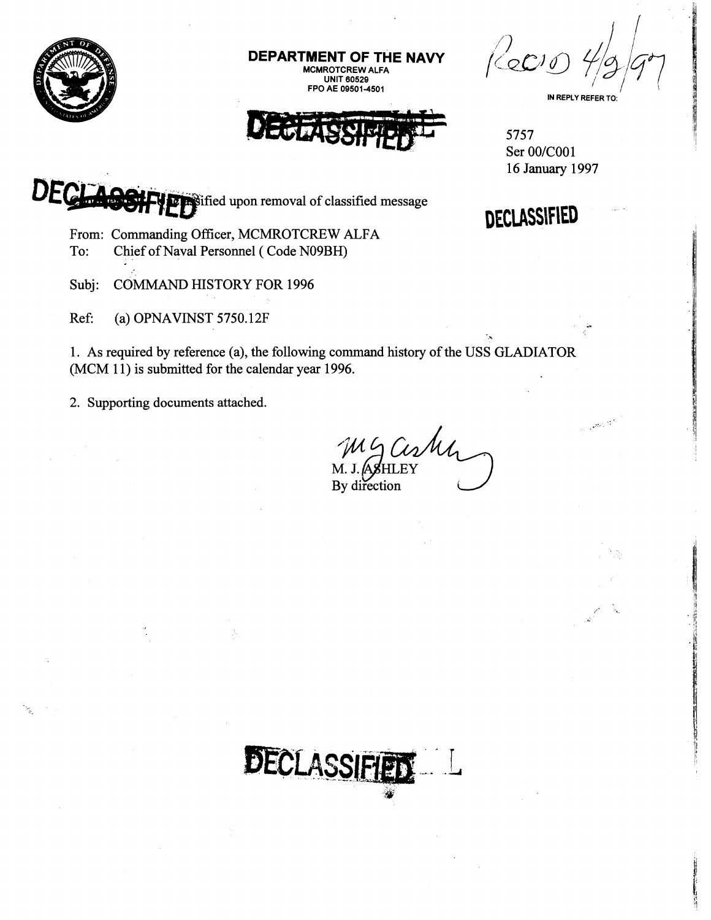**DEPARTMENT OF THE NAVY**
MCMROTCREW ALFA
UNIT 60529
FPO AE 09501-4501

Rec'd 4/9/97

IN REPLY REFER TO:

DECLASSIFIED

5757
Ser 00/C001
16 January 1997

DECLASSIFIED ...ified upon removal of classified message

DECLASSIFIED

From: Commanding Officer, MCMROTCREW ALFA
To: Chief of Naval Personnel ( Code N09BH)

Subj: COMMAND HISTORY FOR 1996

Ref: (a) OPNAVINST 5750.12F

1. As required by reference (a), the following command history of the USS GLADIATOR (MCM 11) is submitted for the calendar year 1996.

2. Supporting documents attached.

M. J. ASHLEY
By direction

DECLASSIFIED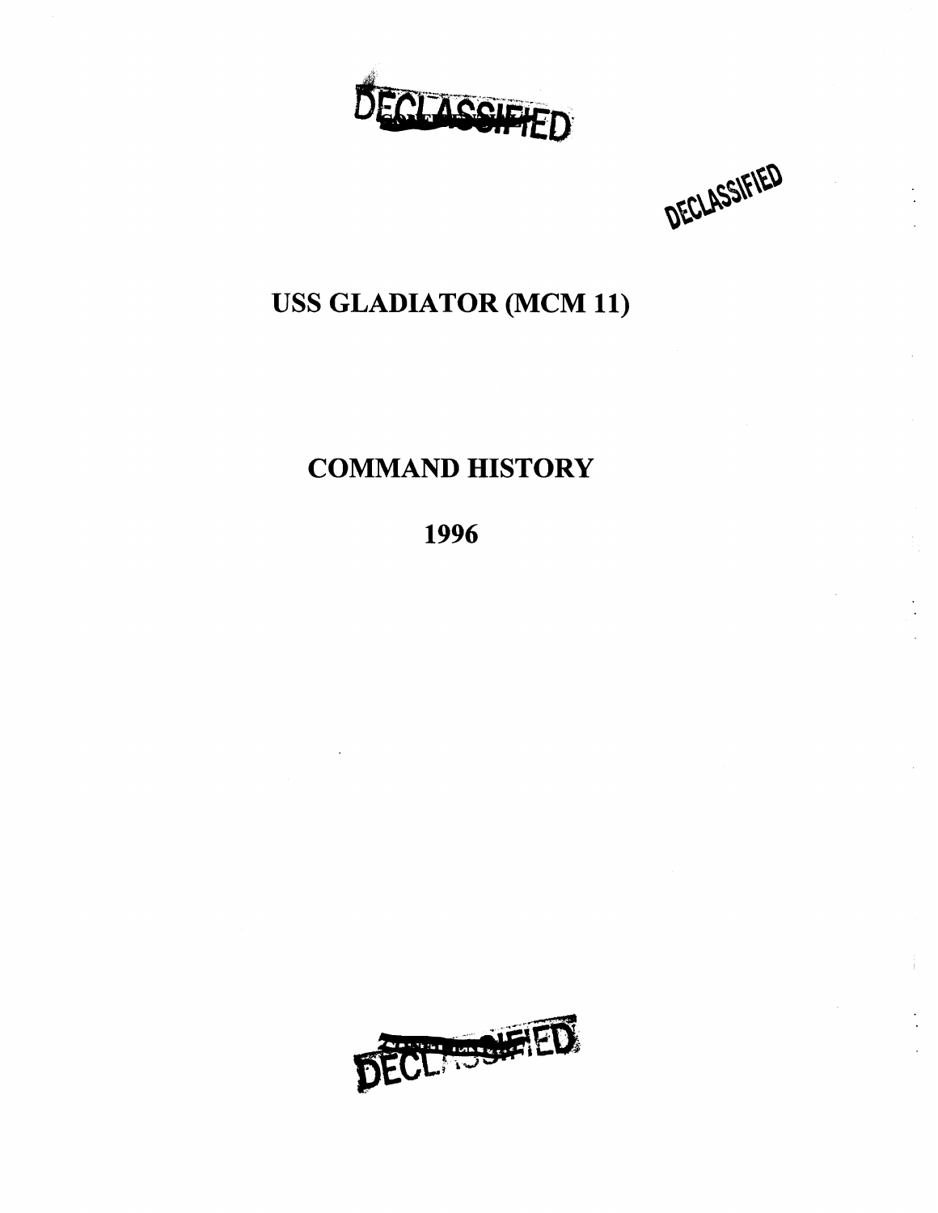DECLASSIFIED

DECLASSIFIED

# USS GLADIATOR (MCM 11)

# COMMAND HISTORY

# 1996

DECLASSIFIED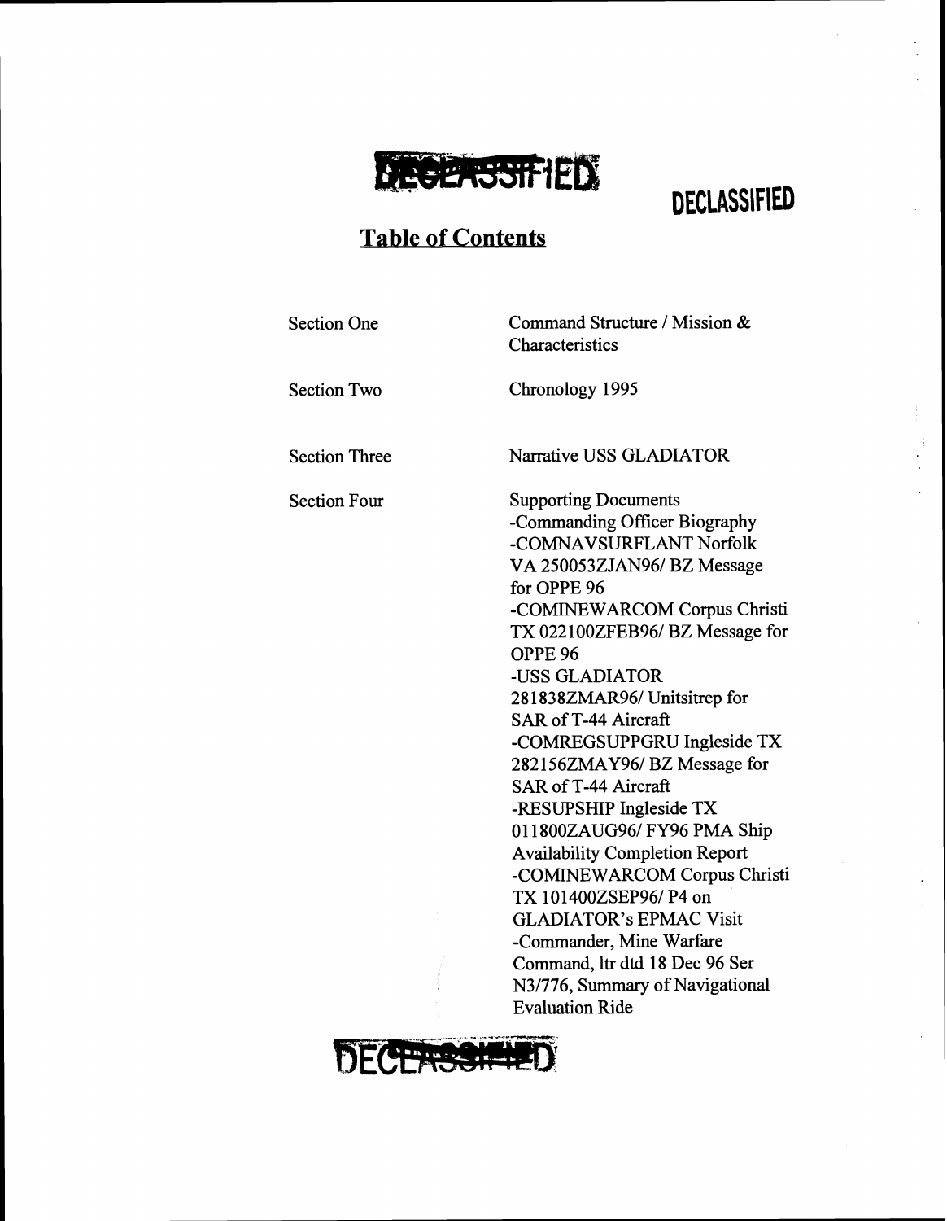DECLASSIFIED

DECLASSIFIED

## Table of Contents

| | |
|---|---|
| Section One | Command Structure / Mission & Characteristics |
| Section Two | Chronology 1995 |
| Section Three | Narrative USS GLADIATOR |
| Section Four | Supporting Documents<br>-Commanding Officer Biography<br>-COMNAVSURFLANT Norfolk VA 250053ZJAN96/ BZ Message for OPPE 96<br>-COMINEWARCOM Corpus Christi TX 022100ZFEB96/ BZ Message for OPPE 96<br>-USS GLADIATOR 281838ZMAR96/ Unitsitrep for SAR of T-44 Aircraft<br>-COMREGSUPPGRU Ingleside TX 282156ZMAY96/ BZ Message for SAR of T-44 Aircraft<br>-RESUPSHIP Ingleside TX 011800ZAUG96/ FY96 PMA Ship Availability Completion Report<br>-COMINEWARCOM Corpus Christi TX 101400ZSEP96/ P4 on GLADIATOR's EPMAC Visit<br>-Commander, Mine Warfare Command, ltr dtd 18 Dec 96 Ser N3/776, Summary of Navigational Evaluation Ride |

DECLASSIFIED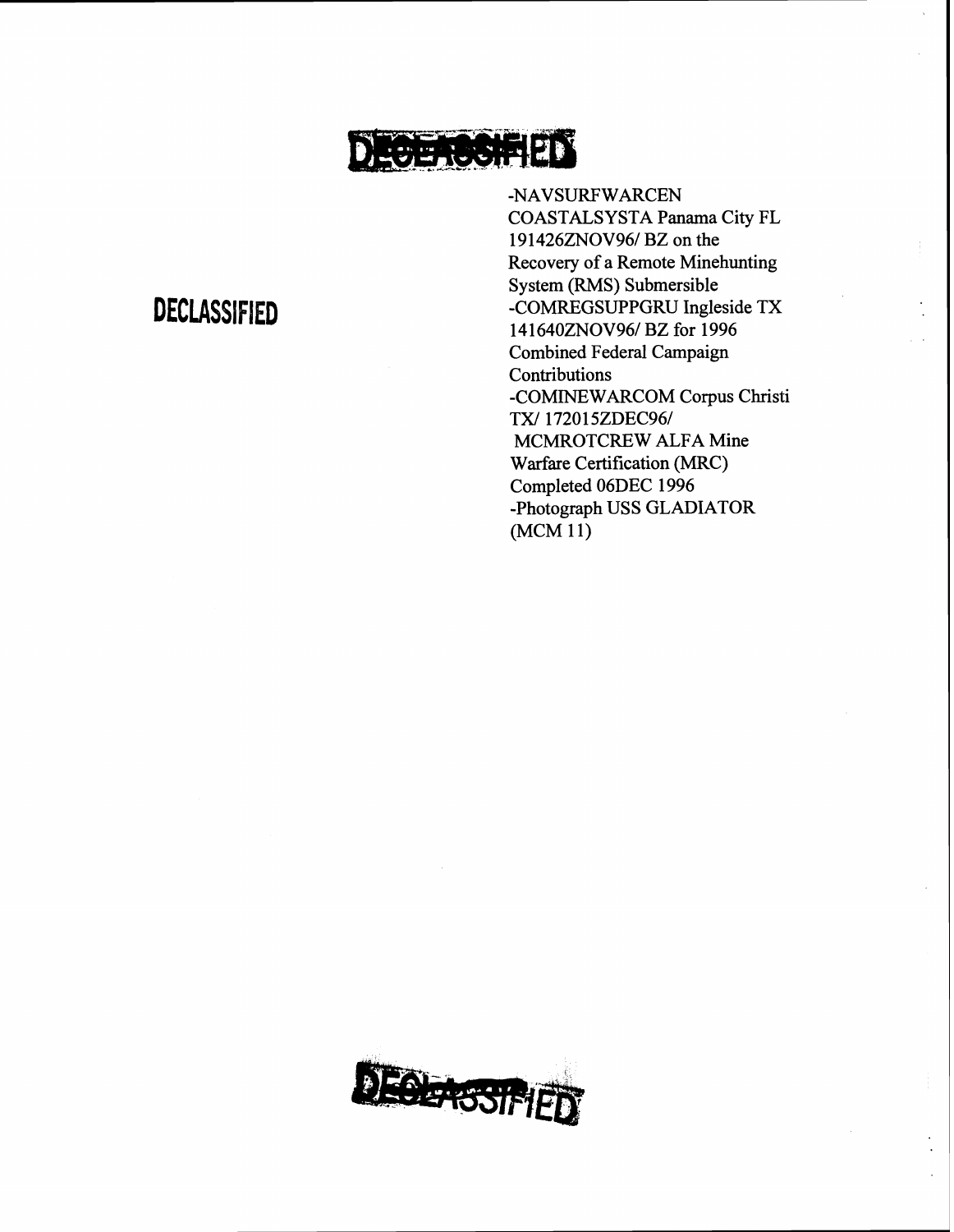DECLASSIFIED

DECLASSIFIED

- NAVSURFWARCEN COASTALSYSTA Panama City FL 191426ZNOV96/ BZ on the Recovery of a Remote Minehunting System (RMS) Submersible
- COMREGSUPPGRU Ingleside TX 141640ZNOV96/ BZ for 1996 Combined Federal Campaign Contributions
- COMINEWARCOM Corpus Christi TX/ 172015ZDEC96/ MCMROTCREW ALFA Mine Warfare Certification (MRC) Completed 06DEC 1996
- Photograph USS GLADIATOR (MCM 11)

DECLASSIFIED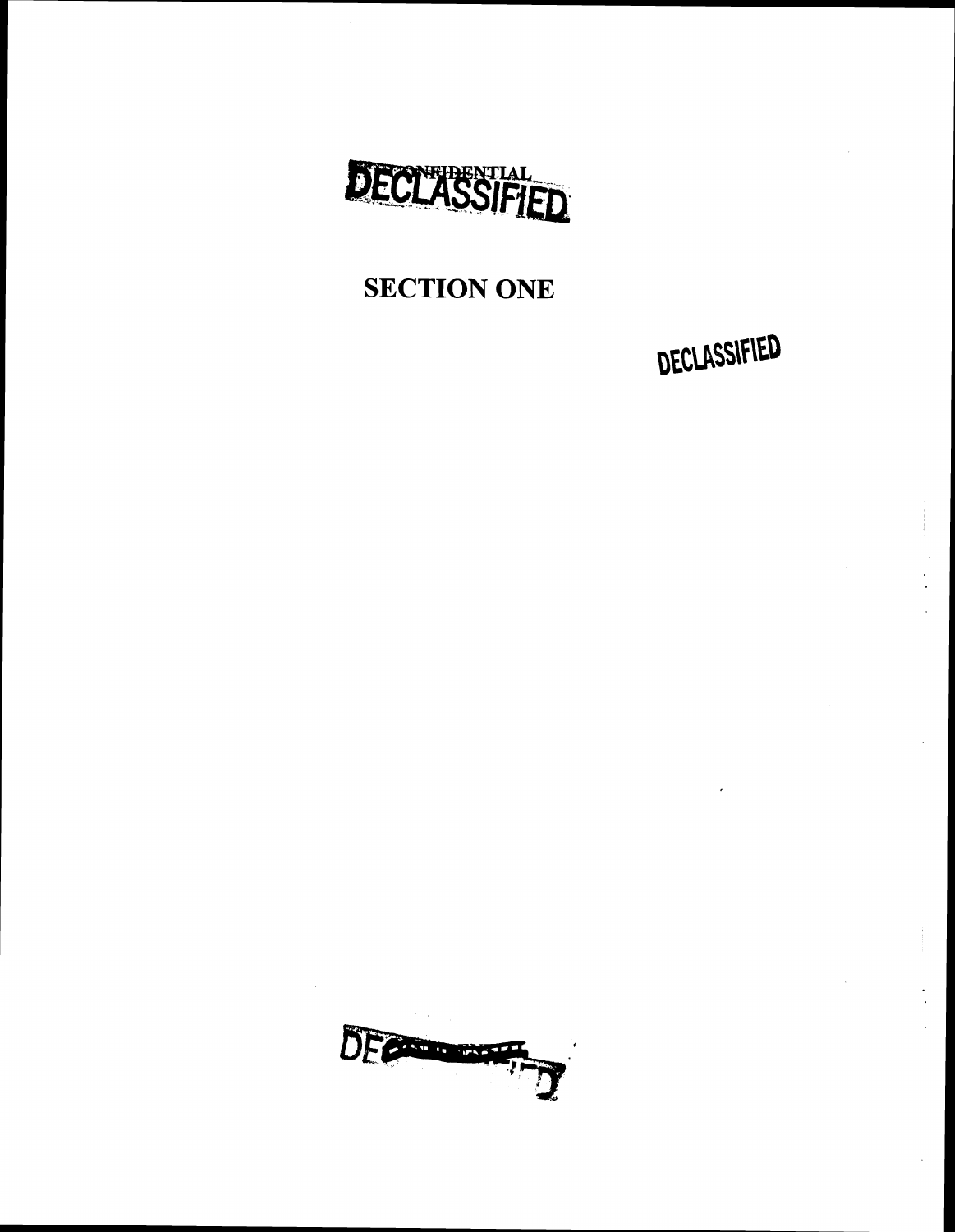CONFIDENTIAL
DECLASSIFIED

# SECTION ONE

DECLASSIFIED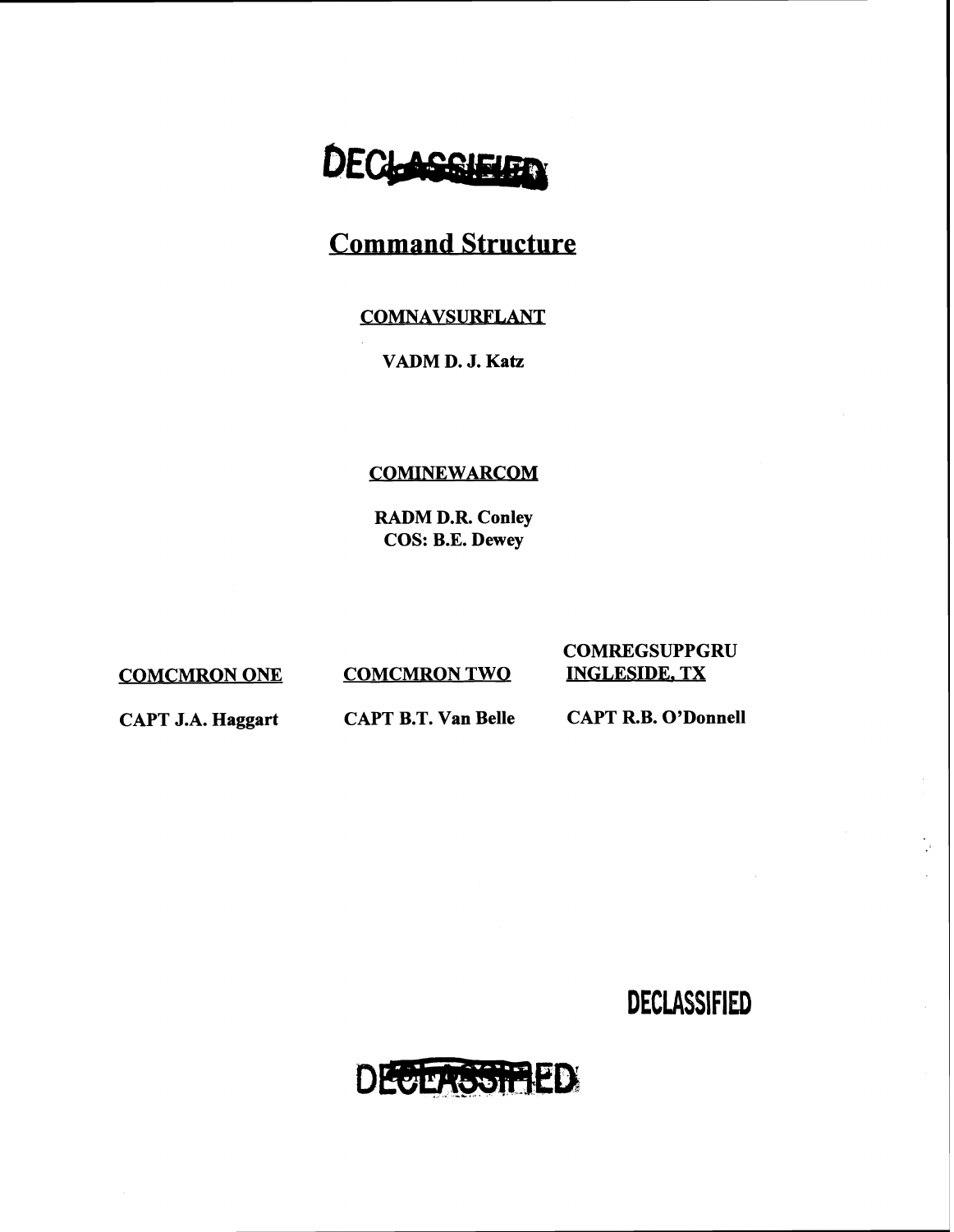DECLASSIFIED

## Command Structure

**COMNAVSURFLANT**

**VADM D. J. Katz**

**COMINEWARCOM**

**RADM D.R. Conley**
**COS: B.E. Dewey**

| **COMCMRON ONE** | **COMCMRON TWO** | **COMREGSUPPGRU INGLESIDE, TX** |
| --- | --- | --- |
| **CAPT J.A. Haggart** | **CAPT B.T. Van Belle** | **CAPT R.B. O'Donnell** |

DECLASSIFIED

DECLASSIFIED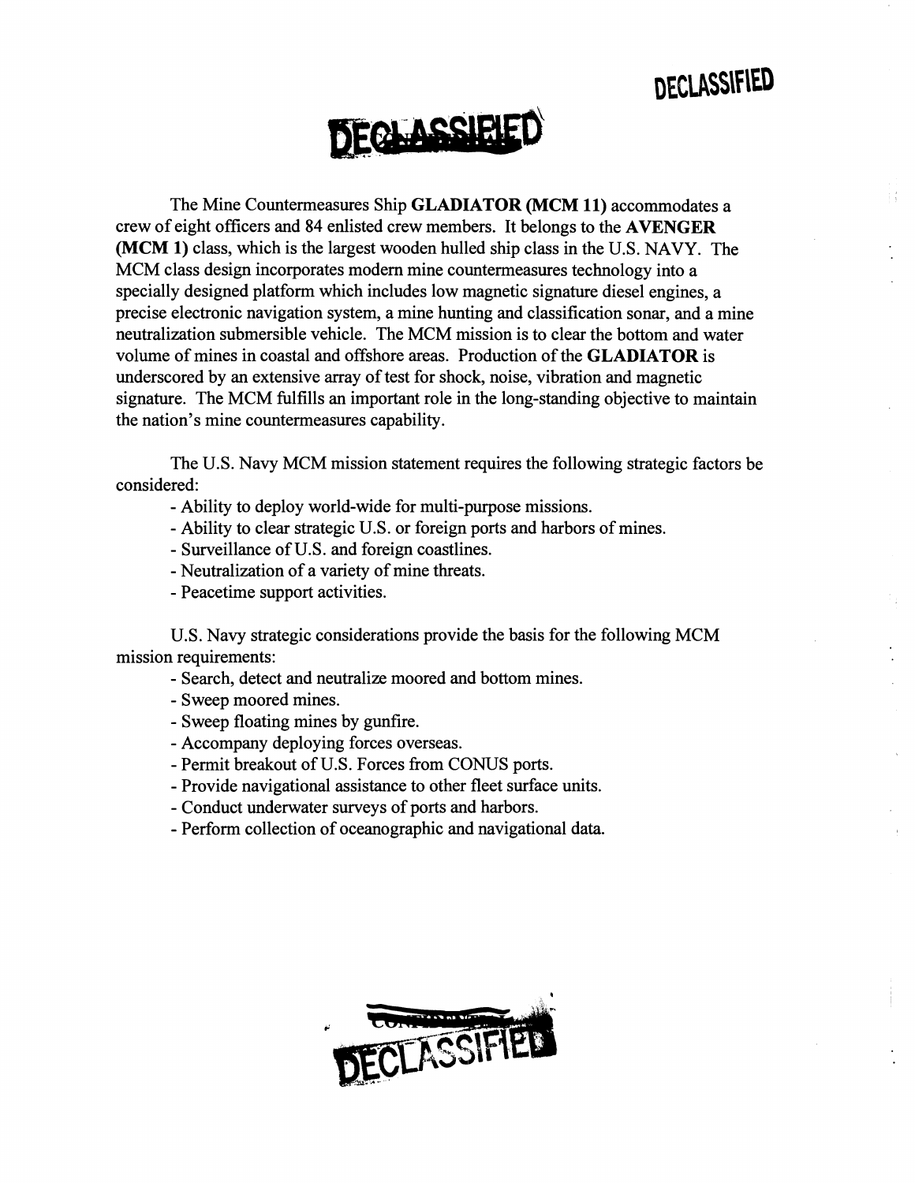DECLASSIFIED

DECLASSIFIED

The Mine Countermeasures Ship **GLADIATOR (MCM 11)** accommodates a crew of eight officers and 84 enlisted crew members. It belongs to the **AVENGER (MCM 1)** class, which is the largest wooden hulled ship class in the U.S. NAVY. The MCM class design incorporates modern mine countermeasures technology into a specially designed platform which includes low magnetic signature diesel engines, a precise electronic navigation system, a mine hunting and classification sonar, and a mine neutralization submersible vehicle. The MCM mission is to clear the bottom and water volume of mines in coastal and offshore areas. Production of the **GLADIATOR** is underscored by an extensive array of test for shock, noise, vibration and magnetic signature. The MCM fulfills an important role in the long-standing objective to maintain the nation's mine countermeasures capability.

The U.S. Navy MCM mission statement requires the following strategic factors be considered:

- Ability to deploy world-wide for multi-purpose missions.
- Ability to clear strategic U.S. or foreign ports and harbors of mines.
- Surveillance of U.S. and foreign coastlines.
- Neutralization of a variety of mine threats.
- Peacetime support activities.

U.S. Navy strategic considerations provide the basis for the following MCM mission requirements:

- Search, detect and neutralize moored and bottom mines.
- Sweep moored mines.
- Sweep floating mines by gunfire.
- Accompany deploying forces overseas.
- Permit breakout of U.S. Forces from CONUS ports.
- Provide navigational assistance to other fleet surface units.
- Conduct underwater surveys of ports and harbors.
- Perform collection of oceanographic and navigational data.

DECLASSIFIED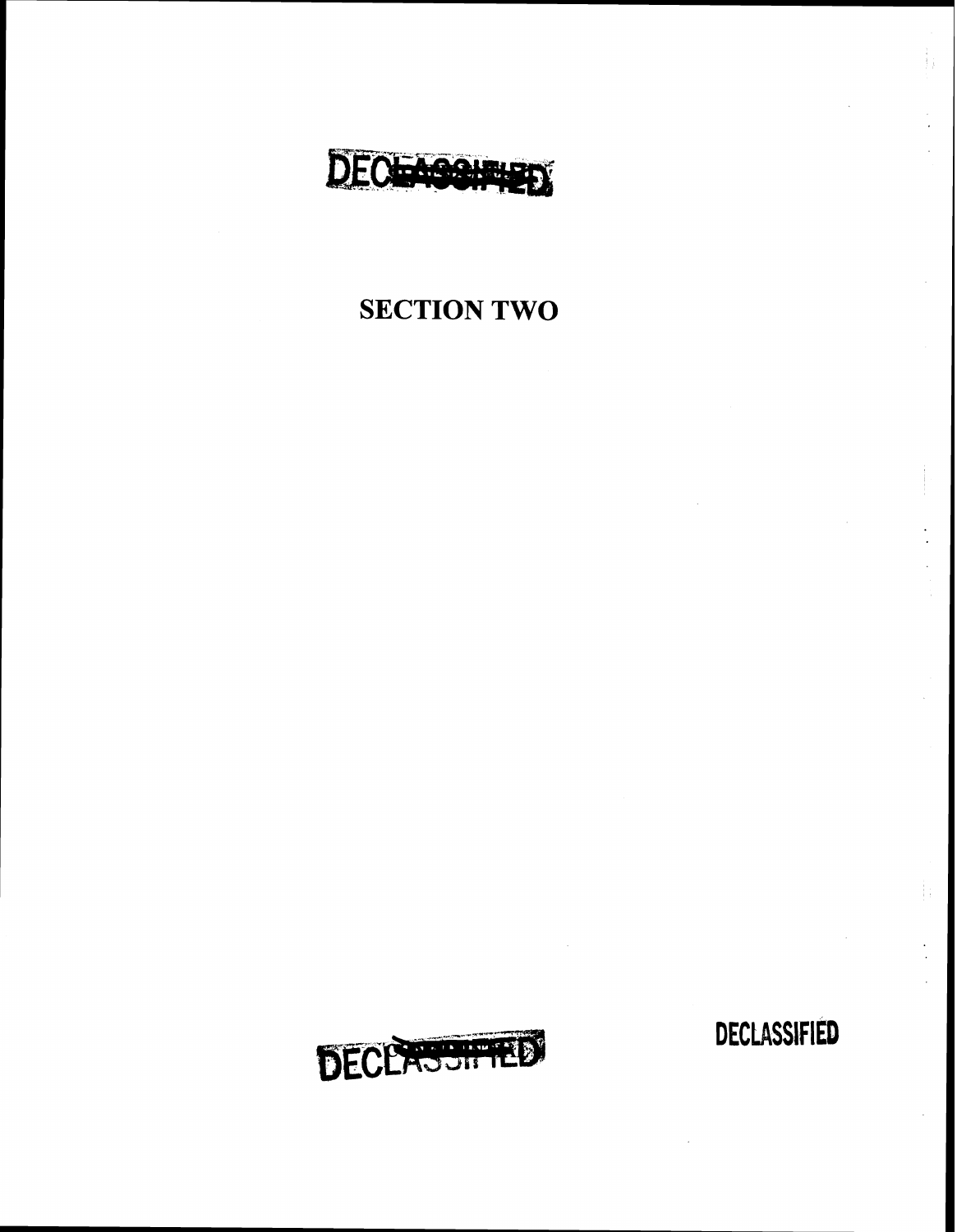DECLASSIFIED

# SECTION TWO

DECLASSIFIED

DECLASSIFIED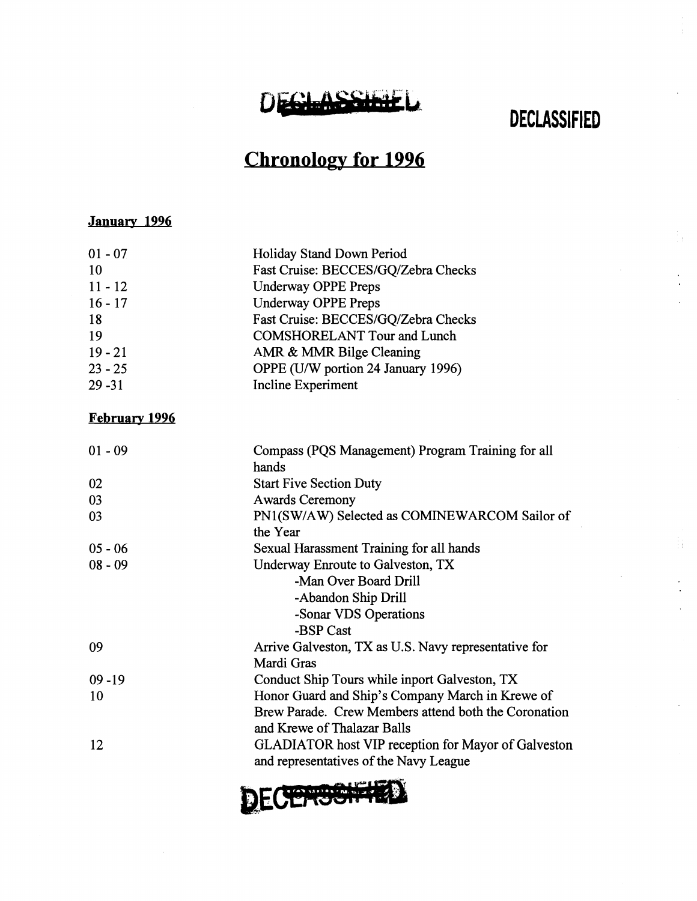DECLASSIFIED

DECLASSIFIED

# Chronology for 1996

## January 1996

| | |
|---|---|
| 01 - 07 | Holiday Stand Down Period |
| 10 | Fast Cruise: BECCES/GQ/Zebra Checks |
| 11 - 12 | Underway OPPE Preps |
| 16 - 17 | Underway OPPE Preps |
| 18 | Fast Cruise: BECCES/GQ/Zebra Checks |
| 19 | COMSHORELANT Tour and Lunch |
| 19 - 21 | AMR & MMR Bilge Cleaning |
| 23 - 25 | OPPE (U/W portion 24 January 1996) |
| 29 -31 | Incline Experiment |

## February 1996

| | |
|---|---|
| 01 - 09 | Compass (PQS Management) Program Training for all hands |
| 02 | Start Five Section Duty |
| 03 | Awards Ceremony |
| 03 | PN1(SW/AW) Selected as COMINEWARCOM Sailor of the Year |
| 05 - 06 | Sexual Harassment Training for all hands |
| 08 - 09 | Underway Enroute to Galveston, TX<br>-Man Over Board Drill<br>-Abandon Ship Drill<br>-Sonar VDS Operations<br>-BSP Cast |
| 09 | Arrive Galveston, TX as U.S. Navy representative for Mardi Gras |
| 09 -19 | Conduct Ship Tours while inport Galveston, TX |
| 10 | Honor Guard and Ship's Company March in Krewe of Brew Parade. Crew Members attend both the Coronation and Krewe of Thalazar Balls |
| 12 | GLADIATOR host VIP reception for Mayor of Galveston and representatives of the Navy League |

DECLASSIFIED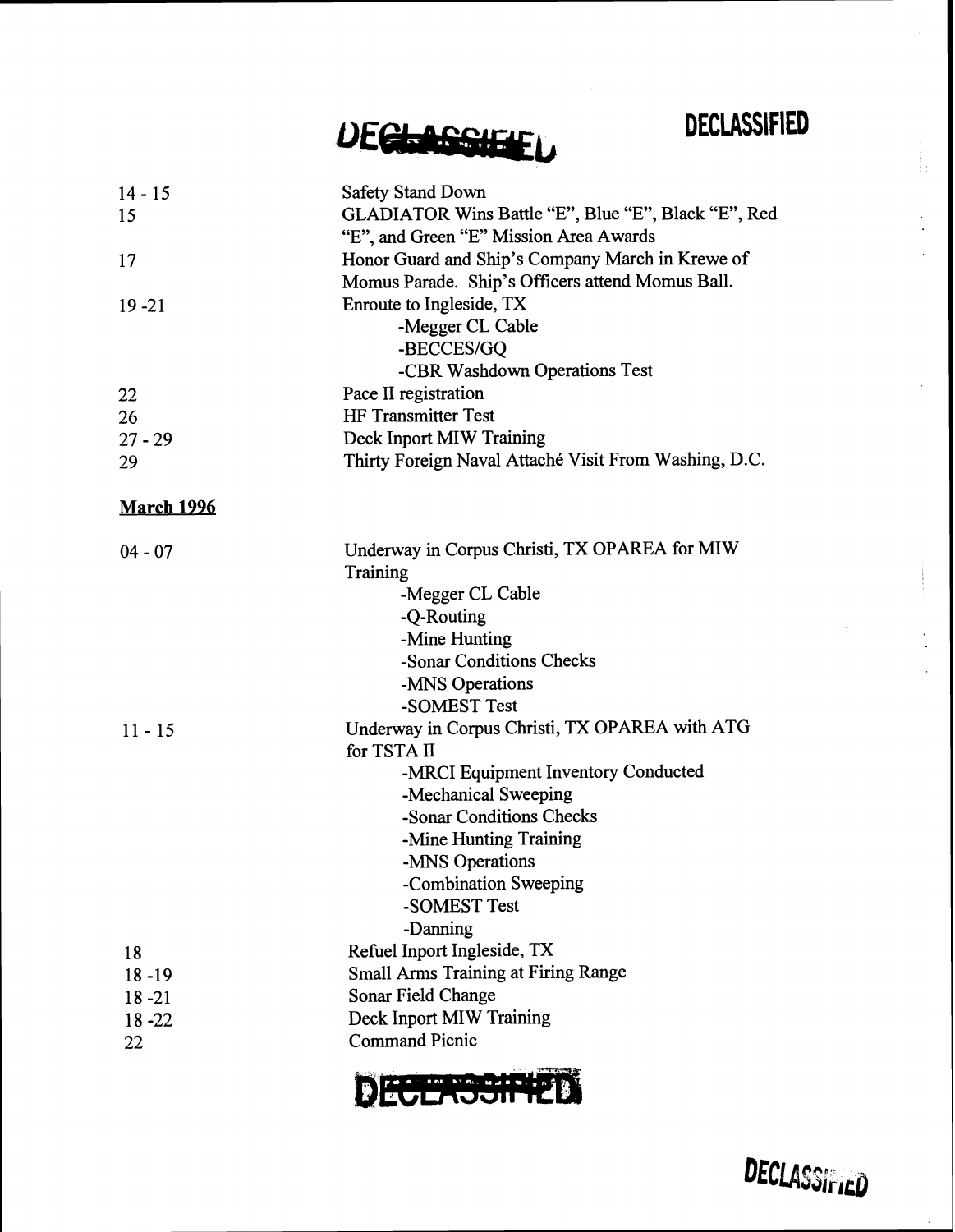| | |
|---|---|
| 14 - 15 | Safety Stand Down |
| 15 | GLADIATOR Wins Battle "E", Blue "E", Black "E", Red "E", and Green "E" Mission Area Awards |
| 17 | Honor Guard and Ship's Company March in Krewe of Momus Parade. Ship's Officers attend Momus Ball. |
| 19 -21 | Enroute to Ingleside, TX<br>-Megger CL Cable<br>-BECCES/GQ<br>-CBR Washdown Operations Test |
| 22 | Pace II registration |
| 26 | HF Transmitter Test |
| 27 - 29 | Deck Inport MIW Training |
| 29 | Thirty Foreign Naval Attaché Visit From Washing, D.C. |

**March 1996**

| | |
|---|---|
| 04 - 07 | Underway in Corpus Christi, TX OPAREA for MIW Training<br>-Megger CL Cable<br>-Q-Routing<br>-Mine Hunting<br>-Sonar Conditions Checks<br>-MNS Operations<br>-SOMEST Test |
| 11 - 15 | Underway in Corpus Christi, TX OPAREA with ATG for TSTA II<br>-MRCI Equipment Inventory Conducted<br>-Mechanical Sweeping<br>-Sonar Conditions Checks<br>-Mine Hunting Training<br>-MNS Operations<br>-Combination Sweeping<br>-SOMEST Test<br>-Danning |
| 18 | Refuel Inport Ingleside, TX |
| 18 -19 | Small Arms Training at Firing Range |
| 18 -21 | Sonar Field Change |
| 18 -22 | Deck Inport MIW Training |
| 22 | Command Picnic |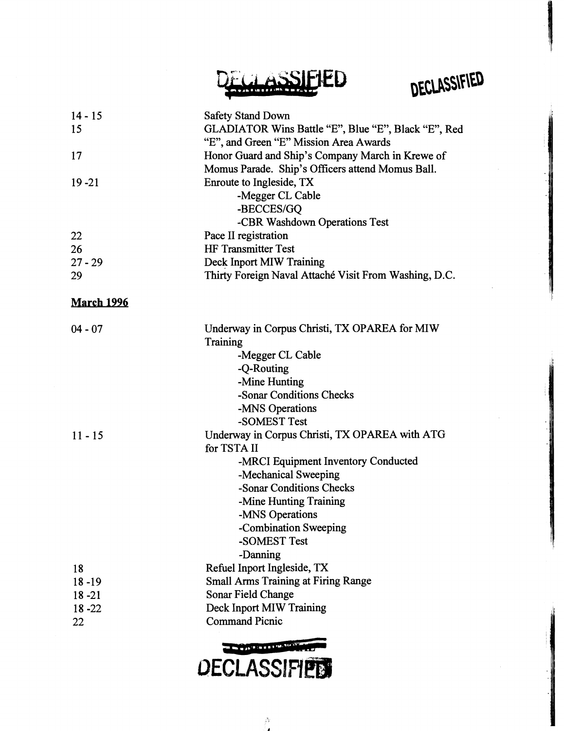DECLASSIFIED DECLASSIFIED

| | |
|---|---|
| 14 - 15 | Safety Stand Down |
| 15 | GLADIATOR Wins Battle "E", Blue "E", Black "E", Red "E", and Green "E" Mission Area Awards |
| 17 | Honor Guard and Ship's Company March in Krewe of Momus Parade. Ship's Officers attend Momus Ball. |
| 19 -21 | Enroute to Ingleside, TX<br>-Megger CL Cable<br>-BECCES/GQ<br>-CBR Washdown Operations Test |
| 22 | Pace II registration |
| 26 | HF Transmitter Test |
| 27 - 29 | Deck Inport MIW Training |
| 29 | Thirty Foreign Naval Attaché Visit From Washing, D.C. |

**March 1996**

| | |
|---|---|
| 04 - 07 | Underway in Corpus Christi, TX OPAREA for MIW Training<br>-Megger CL Cable<br>-Q-Routing<br>-Mine Hunting<br>-Sonar Conditions Checks<br>-MNS Operations<br>-SOMEST Test |
| 11 - 15 | Underway in Corpus Christi, TX OPAREA with ATG for TSTA II<br>-MRCI Equipment Inventory Conducted<br>-Mechanical Sweeping<br>-Sonar Conditions Checks<br>-Mine Hunting Training<br>-MNS Operations<br>-Combination Sweeping<br>-SOMEST Test<br>-Danning |
| 18 | Refuel Inport Ingleside, TX |
| 18 -19 | Small Arms Training at Firing Range |
| 18 -21 | Sonar Field Change |
| 18 -22 | Deck Inport MIW Training |
| 22 | Command Picnic |

DECLASSIFIED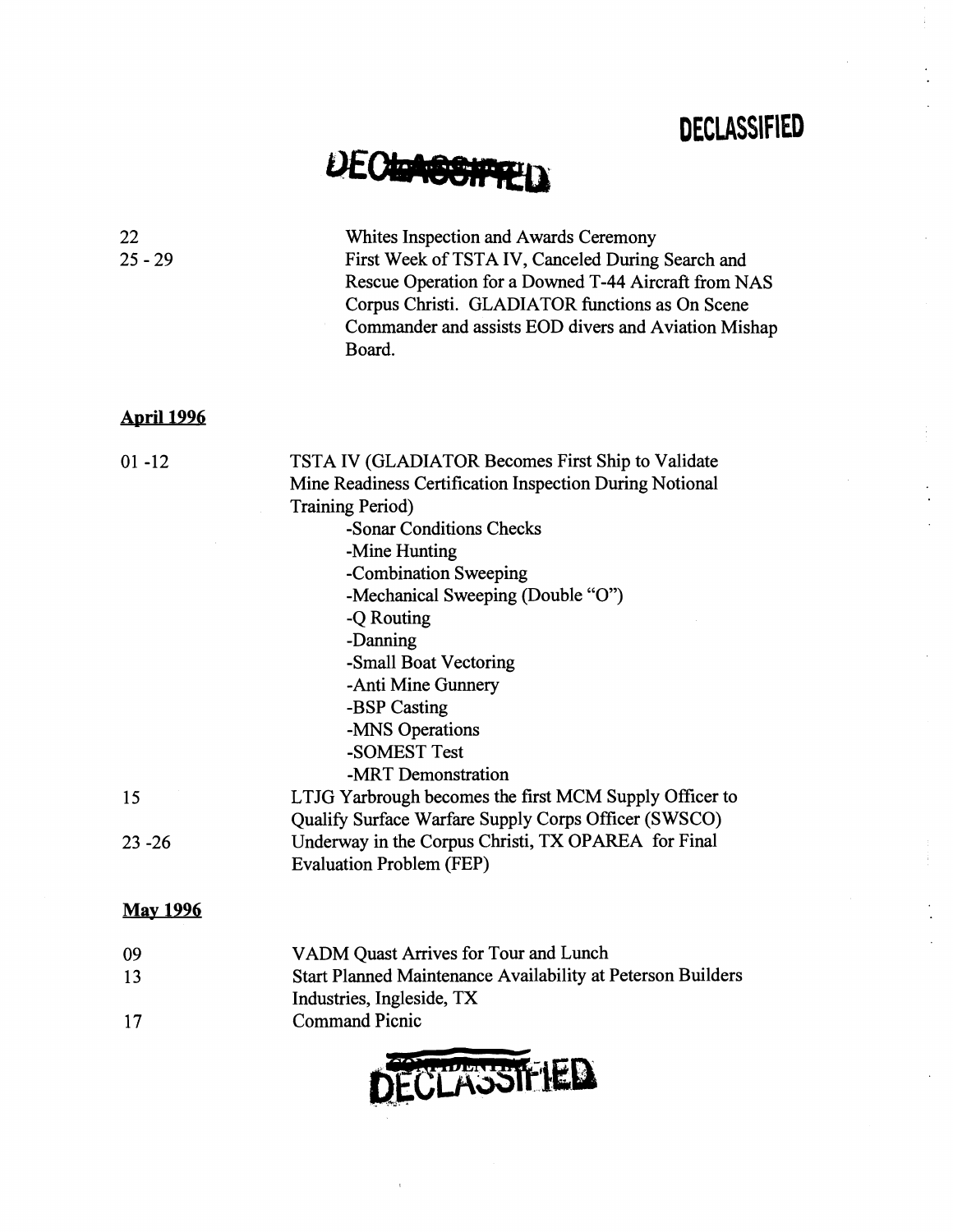DECLASSIFIED

DECLASSIFIED

| | |
|---|---|
| 22 | Whites Inspection and Awards Ceremony |
| 25 - 29 | First Week of TSTA IV, Canceled During Search and Rescue Operation for a Downed T-44 Aircraft from NAS Corpus Christi. GLADIATOR functions as On Scene Commander and assists EOD divers and Aviation Mishap Board. |

**April 1996**

01 -12 — TSTA IV (GLADIATOR Becomes First Ship to Validate Mine Readiness Certification Inspection During Notional Training Period)

- Sonar Conditions Checks
- Mine Hunting
- Combination Sweeping
- Mechanical Sweeping (Double "O")
- Q Routing
- Danning
- Small Boat Vectoring
- Anti Mine Gunnery
- BSP Casting
- MNS Operations
- SOMEST Test
- MRT Demonstration

| | |
|---|---|
| 15 | LTJG Yarbrough becomes the first MCM Supply Officer to Qualify Surface Warfare Supply Corps Officer (SWSCO) |
| 23 -26 | Underway in the Corpus Christi, TX OPAREA for Final Evaluation Problem (FEP) |

**May 1996**

| | |
|---|---|
| 09 | VADM Quast Arrives for Tour and Lunch |
| 13 | Start Planned Maintenance Availability at Peterson Builders Industries, Ingleside, TX |
| 17 | Command Picnic |

DECLASSIFIED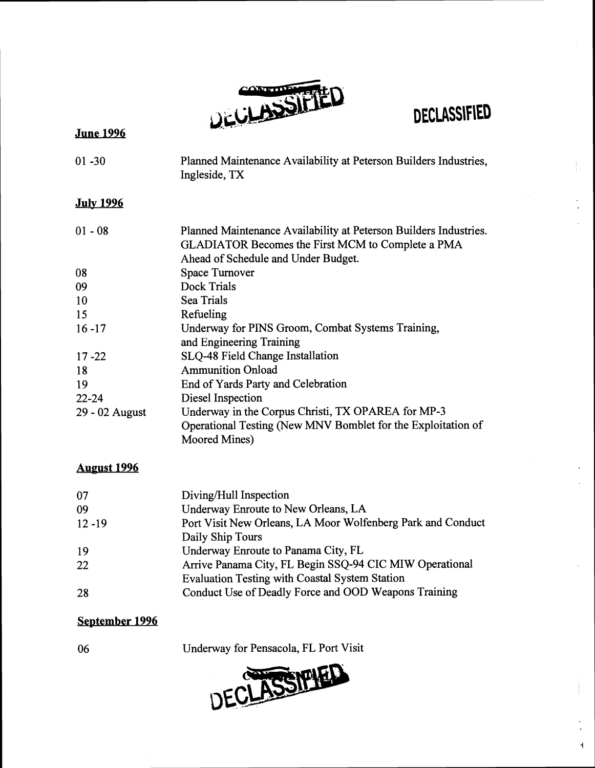DECLASSIFIED

DECLASSIFIED

**June 1996**

| | |
|---|---|
| 01 -30 | Planned Maintenance Availability at Peterson Builders Industries, Ingleside, TX |

**July 1996**

| | |
|---|---|
| 01 - 08 | Planned Maintenance Availability at Peterson Builders Industries. GLADIATOR Becomes the First MCM to Complete a PMA Ahead of Schedule and Under Budget. |
| 08 | Space Turnover |
| 09 | Dock Trials |
| 10 | Sea Trials |
| 15 | Refueling |
| 16 -17 | Underway for PINS Groom, Combat Systems Training, and Engineering Training |
| 17 -22 | SLQ-48 Field Change Installation |
| 18 | Ammunition Onload |
| 19 | End of Yards Party and Celebration |
| 22-24 | Diesel Inspection |
| 29 - 02 August | Underway in the Corpus Christi, TX OPAREA for MP-3 Operational Testing (New MNV Bomblet for the Exploitation of Moored Mines) |

**August 1996**

| | |
|---|---|
| 07 | Diving/Hull Inspection |
| 09 | Underway Enroute to New Orleans, LA |
| 12 -19 | Port Visit New Orleans, LA Moor Wolfenberg Park and Conduct Daily Ship Tours |
| 19 | Underway Enroute to Panama City, FL |
| 22 | Arrive Panama City, FL Begin SSQ-94 CIC MIW Operational Evaluation Testing with Coastal System Station |
| 28 | Conduct Use of Deadly Force and OOD Weapons Training |

**September 1996**

| | |
|---|---|
| 06 | Underway for Pensacola, FL Port Visit |

DECLASSIFIED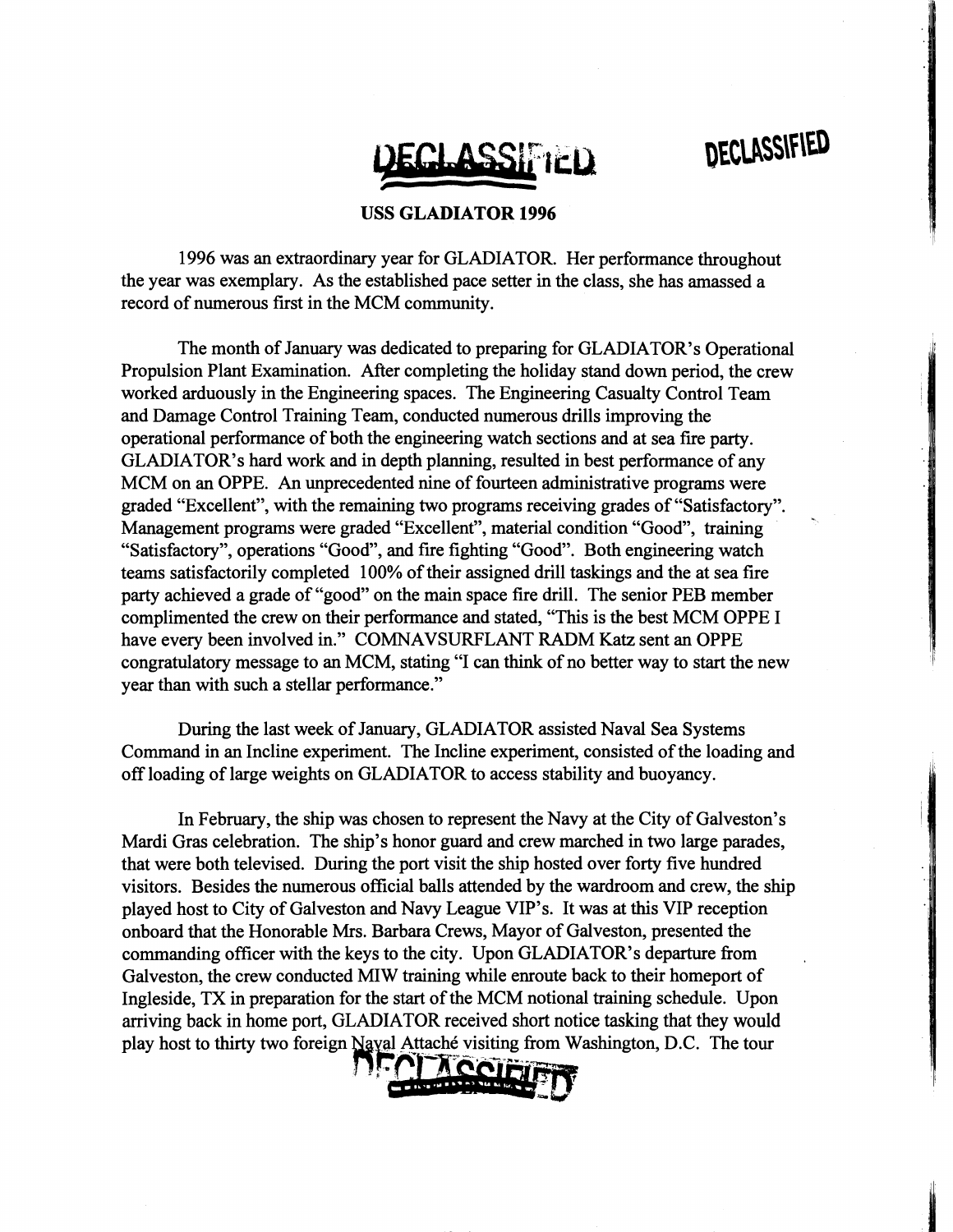DECLASSIFIED DECLASSIFIED

**USS GLADIATOR 1996**

1996 was an extraordinary year for GLADIATOR. Her performance throughout the year was exemplary. As the established pace setter in the class, she has amassed a record of numerous first in the MCM community.

The month of January was dedicated to preparing for GLADIATOR's Operational Propulsion Plant Examination. After completing the holiday stand down period, the crew worked arduously in the Engineering spaces. The Engineering Casualty Control Team and Damage Control Training Team, conducted numerous drills improving the operational performance of both the engineering watch sections and at sea fire party. GLADIATOR's hard work and in depth planning, resulted in best performance of any MCM on an OPPE. An unprecedented nine of fourteen administrative programs were graded "Excellent", with the remaining two programs receiving grades of "Satisfactory". Management programs were graded "Excellent", material condition "Good", training "Satisfactory", operations "Good", and fire fighting "Good". Both engineering watch teams satisfactorily completed 100% of their assigned drill taskings and the at sea fire party achieved a grade of "good" on the main space fire drill. The senior PEB member complimented the crew on their performance and stated, "This is the best MCM OPPE I have every been involved in." COMNAVSURFLANT RADM Katz sent an OPPE congratulatory message to an MCM, stating "I can think of no better way to start the new year than with such a stellar performance."

During the last week of January, GLADIATOR assisted Naval Sea Systems Command in an Incline experiment. The Incline experiment, consisted of the loading and off loading of large weights on GLADIATOR to access stability and buoyancy.

In February, the ship was chosen to represent the Navy at the City of Galveston's Mardi Gras celebration. The ship's honor guard and crew marched in two large parades, that were both televised. During the port visit the ship hosted over forty five hundred visitors. Besides the numerous official balls attended by the wardroom and crew, the ship played host to City of Galveston and Navy League VIP's. It was at this VIP reception onboard that the Honorable Mrs. Barbara Crews, Mayor of Galveston, presented the commanding officer with the keys to the city. Upon GLADIATOR's departure from Galveston, the crew conducted MIW training while enroute back to their homeport of Ingleside, TX in preparation for the start of the MCM notional training schedule. Upon arriving back in home port, GLADIATOR received short notice tasking that they would play host to thirty two foreign Naval Attaché visiting from Washington, D.C. The tour

DECLASSIFIED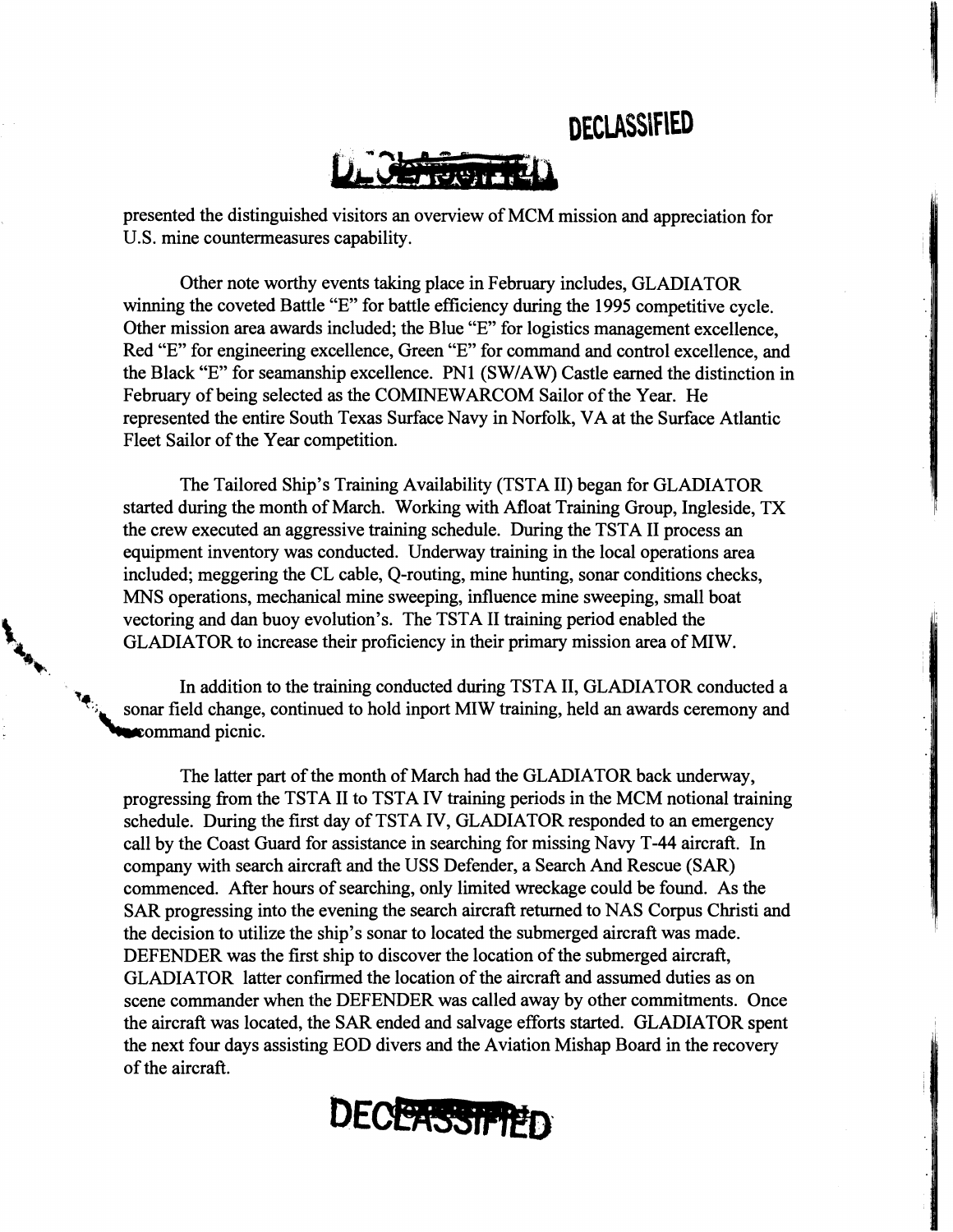presented the distinguished visitors an overview of MCM mission and appreciation for U.S. mine countermeasures capability.

Other note worthy events taking place in February includes, GLADIATOR winning the coveted Battle "E" for battle efficiency during the 1995 competitive cycle. Other mission area awards included; the Blue "E" for logistics management excellence, Red "E" for engineering excellence, Green "E" for command and control excellence, and the Black "E" for seamanship excellence. PN1 (SW/AW) Castle earned the distinction in February of being selected as the COMINEWARCOM Sailor of the Year. He represented the entire South Texas Surface Navy in Norfolk, VA at the Surface Atlantic Fleet Sailor of the Year competition.

The Tailored Ship's Training Availability (TSTA II) began for GLADIATOR started during the month of March. Working with Afloat Training Group, Ingleside, TX the crew executed an aggressive training schedule. During the TSTA II process an equipment inventory was conducted. Underway training in the local operations area included; meggering the CL cable, Q-routing, mine hunting, sonar conditions checks, MNS operations, mechanical mine sweeping, influence mine sweeping, small boat vectoring and dan buoy evolution's. The TSTA II training period enabled the GLADIATOR to increase their proficiency in their primary mission area of MIW.

In addition to the training conducted during TSTA II, GLADIATOR conducted a sonar field change, continued to hold inport MIW training, held an awards ceremony and command picnic.

The latter part of the month of March had the GLADIATOR back underway, progressing from the TSTA II to TSTA IV training periods in the MCM notional training schedule. During the first day of TSTA IV, GLADIATOR responded to an emergency call by the Coast Guard for assistance in searching for missing Navy T-44 aircraft. In company with search aircraft and the USS Defender, a Search And Rescue (SAR) commenced. After hours of searching, only limited wreckage could be found. As the SAR progressing into the evening the search aircraft returned to NAS Corpus Christi and the decision to utilize the ship's sonar to located the submerged aircraft was made. DEFENDER was the first ship to discover the location of the submerged aircraft, GLADIATOR latter confirmed the location of the aircraft and assumed duties as on scene commander when the DEFENDER was called away by other commitments. Once the aircraft was located, the SAR ended and salvage efforts started. GLADIATOR spent the next four days assisting EOD divers and the Aviation Mishap Board in the recovery of the aircraft.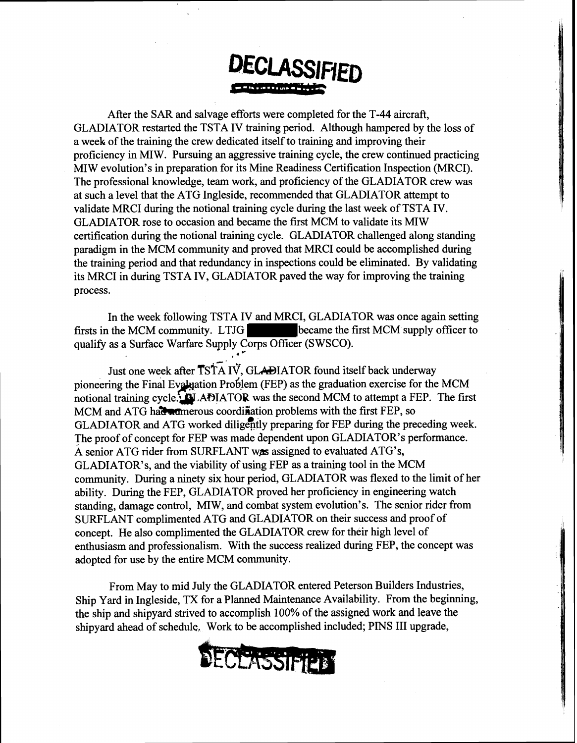After the SAR and salvage efforts were completed for the T-44 aircraft, GLADIATOR restarted the TSTA IV training period. Although hampered by the loss of a week of the training the crew dedicated itself to training and improving their proficiency in MIW. Pursuing an aggressive training cycle, the crew continued practicing MIW evolution's in preparation for its Mine Readiness Certification Inspection (MRCI). The professional knowledge, team work, and proficiency of the GLADIATOR crew was at such a level that the ATG Ingleside, recommended that GLADIATOR attempt to validate MRCI during the notional training cycle during the last week of TSTA IV. GLADIATOR rose to occasion and became the first MCM to validate its MIW certification during the notional training cycle. GLADIATOR challenged along standing paradigm in the MCM community and proved that MRCI could be accomplished during the training period and that redundancy in inspections could be eliminated. By validating its MRCI in during TSTA IV, GLADIATOR paved the way for improving the training process.

In the week following TSTA IV and MRCI, GLADIATOR was once again setting firsts in the MCM community. LTJG ██████ became the first MCM supply officer to qualify as a Surface Warfare Supply Corps Officer (SWSCO).

Just one week after TSTA IV, GLADIATOR found itself back underway pioneering the Final Evaluation Problem (FEP) as the graduation exercise for the MCM notional training cycle. GLADIATOR was the second MCM to attempt a FEP. The first MCM and ATG had numerous coordination problems with the first FEP, so GLADIATOR and ATG worked diligently preparing for FEP during the preceding week. The proof of concept for FEP was made dependent upon GLADIATOR's performance. A senior ATG rider from SURFLANT was assigned to evaluated ATG's, GLADIATOR's, and the viability of using FEP as a training tool in the MCM community. During a ninety six hour period, GLADIATOR was flexed to the limit of her ability. During the FEP, GLADIATOR proved her proficiency in engineering watch standing, damage control, MIW, and combat system evolution's. The senior rider from SURFLANT complimented ATG and GLADIATOR on their success and proof of concept. He also complimented the GLADIATOR crew for their high level of enthusiasm and professionalism. With the success realized during FEP, the concept was adopted for use by the entire MCM community.

From May to mid July the GLADIATOR entered Peterson Builders Industries, Ship Yard in Ingleside, TX for a Planned Maintenance Availability. From the beginning, the ship and shipyard strived to accomplish 100% of the assigned work and leave the shipyard ahead of schedule. Work to be accomplished included; PINS III upgrade,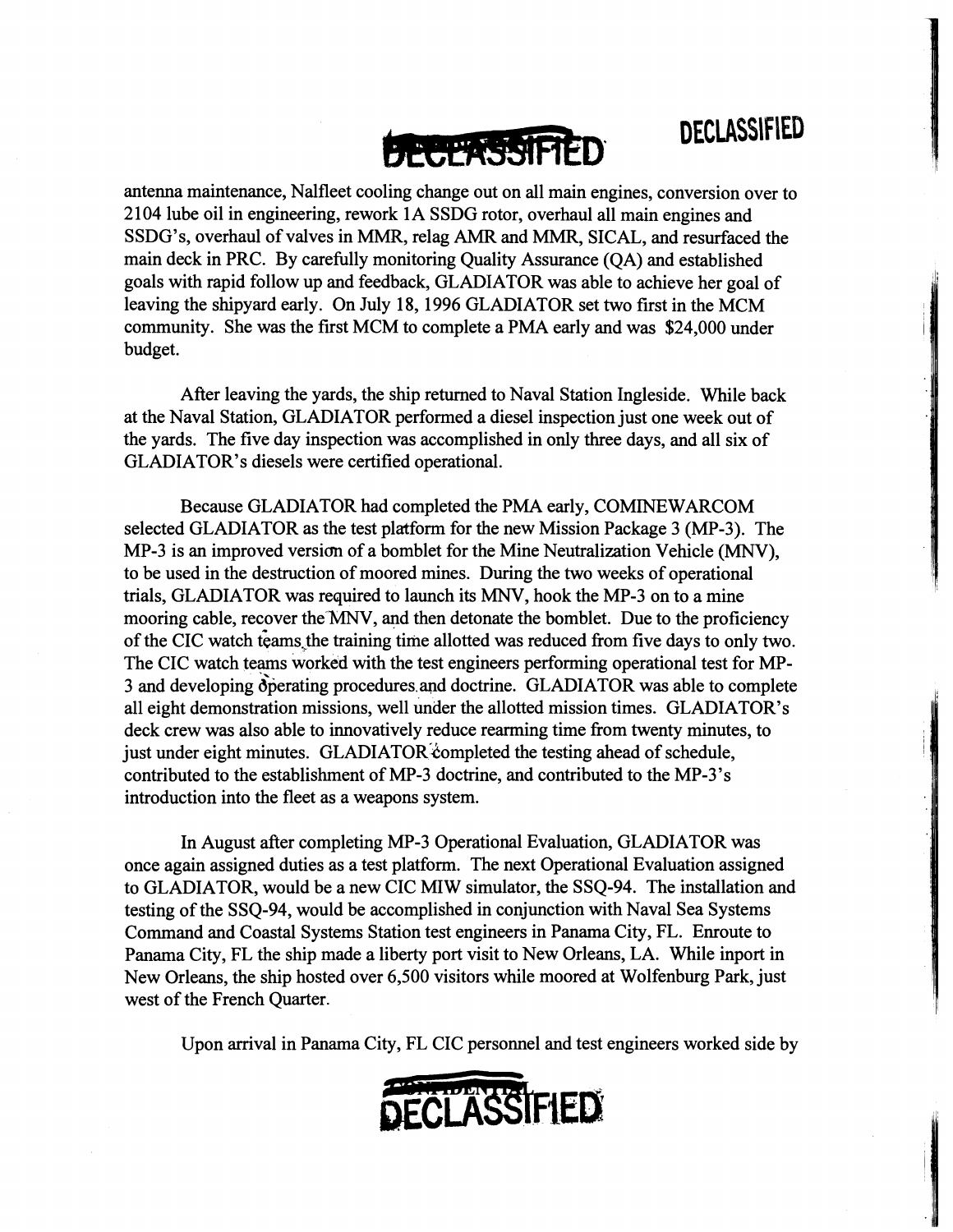antenna maintenance, Nalfleet cooling change out on all main engines, conversion over to 2104 lube oil in engineering, rework 1A SSDG rotor, overhaul all main engines and SSDG's, overhaul of valves in MMR, relag AMR and MMR, SICAL, and resurfaced the main deck in PRC. By carefully monitoring Quality Assurance (QA) and established goals with rapid follow up and feedback, GLADIATOR was able to achieve her goal of leaving the shipyard early. On July 18, 1996 GLADIATOR set two first in the MCM community. She was the first MCM to complete a PMA early and was $24,000 under budget.

After leaving the yards, the ship returned to Naval Station Ingleside. While back at the Naval Station, GLADIATOR performed a diesel inspection just one week out of the yards. The five day inspection was accomplished in only three days, and all six of GLADIATOR's diesels were certified operational.

Because GLADIATOR had completed the PMA early, COMINEWARCOM selected GLADIATOR as the test platform for the new Mission Package 3 (MP-3). The MP-3 is an improved version of a bomblet for the Mine Neutralization Vehicle (MNV), to be used in the destruction of moored mines. During the two weeks of operational trials, GLADIATOR was required to launch its MNV, hook the MP-3 on to a mine mooring cable, recover the MNV, and then detonate the bomblet. Due to the proficiency of the CIC watch teams the training time allotted was reduced from five days to only two. The CIC watch teams worked with the test engineers performing operational test for MP-3 and developing operating procedures and doctrine. GLADIATOR was able to complete all eight demonstration missions, well under the allotted mission times. GLADIATOR's deck crew was also able to innovatively reduce rearming time from twenty minutes, to just under eight minutes. GLADIATOR completed the testing ahead of schedule, contributed to the establishment of MP-3 doctrine, and contributed to the MP-3's introduction into the fleet as a weapons system.

In August after completing MP-3 Operational Evaluation, GLADIATOR was once again assigned duties as a test platform. The next Operational Evaluation assigned to GLADIATOR, would be a new CIC MIW simulator, the SSQ-94. The installation and testing of the SSQ-94, would be accomplished in conjunction with Naval Sea Systems Command and Coastal Systems Station test engineers in Panama City, FL. Enroute to Panama City, FL the ship made a liberty port visit to New Orleans, LA. While inport in New Orleans, the ship hosted over 6,500 visitors while moored at Wolfenburg Park, just west of the French Quarter.

Upon arrival in Panama City, FL CIC personnel and test engineers worked side by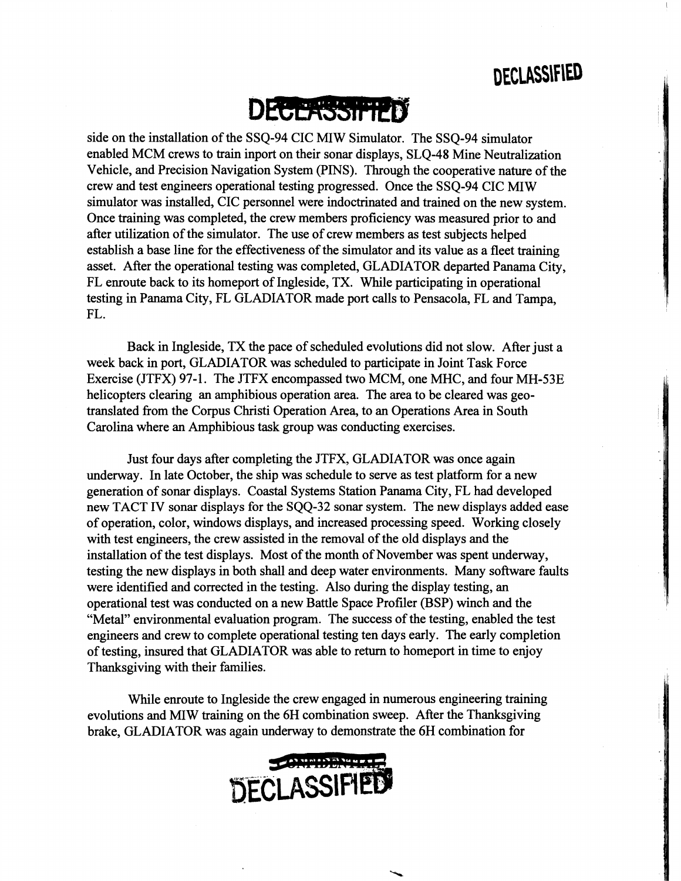side on the installation of the SSQ-94 CIC MIW Simulator. The SSQ-94 simulator enabled MCM crews to train inport on their sonar displays, SLQ-48 Mine Neutralization Vehicle, and Precision Navigation System (PINS). Through the cooperative nature of the crew and test engineers operational testing progressed. Once the SSQ-94 CIC MIW simulator was installed, CIC personnel were indoctrinated and trained on the new system. Once training was completed, the crew members proficiency was measured prior to and after utilization of the simulator. The use of crew members as test subjects helped establish a base line for the effectiveness of the simulator and its value as a fleet training asset. After the operational testing was completed, GLADIATOR departed Panama City, FL enroute back to its homeport of Ingleside, TX. While participating in operational testing in Panama City, FL GLADIATOR made port calls to Pensacola, FL and Tampa, FL.

Back in Ingleside, TX the pace of scheduled evolutions did not slow. After just a week back in port, GLADIATOR was scheduled to participate in Joint Task Force Exercise (JTFX) 97-1. The JTFX encompassed two MCM, one MHC, and four MH-53E helicopters clearing an amphibious operation area. The area to be cleared was geo-translated from the Corpus Christi Operation Area, to an Operations Area in South Carolina where an Amphibious task group was conducting exercises.

Just four days after completing the JTFX, GLADIATOR was once again underway. In late October, the ship was schedule to serve as test platform for a new generation of sonar displays. Coastal Systems Station Panama City, FL had developed new TACT IV sonar displays for the SQQ-32 sonar system. The new displays added ease of operation, color, windows displays, and increased processing speed. Working closely with test engineers, the crew assisted in the removal of the old displays and the installation of the test displays. Most of the month of November was spent underway, testing the new displays in both shall and deep water environments. Many software faults were identified and corrected in the testing. Also during the display testing, an operational test was conducted on a new Battle Space Profiler (BSP) winch and the "Metal" environmental evaluation program. The success of the testing, enabled the test engineers and crew to complete operational testing ten days early. The early completion of testing, insured that GLADIATOR was able to return to homeport in time to enjoy Thanksgiving with their families.

While enroute to Ingleside the crew engaged in numerous engineering training evolutions and MIW training on the 6H combination sweep. After the Thanksgiving brake, GLADIATOR was again underway to demonstrate the 6H combination for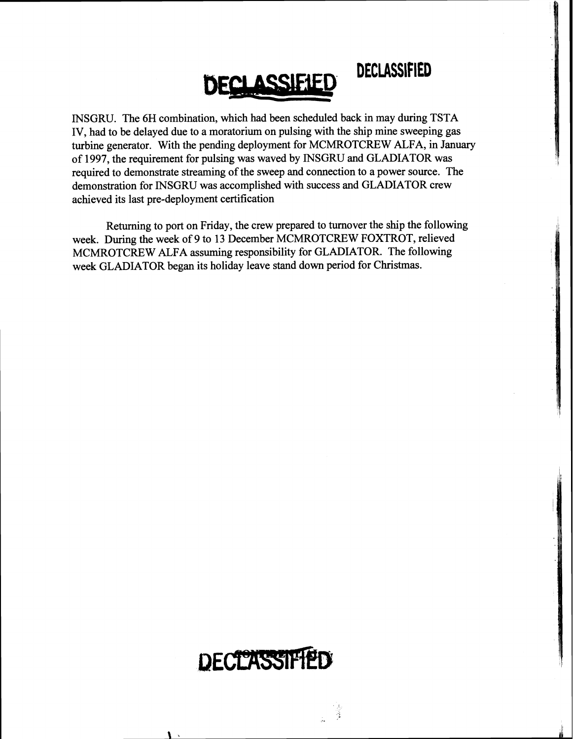INSGRU. The 6H combination, which had been scheduled back in may during TSTA IV, had to be delayed due to a moratorium on pulsing with the ship mine sweeping gas turbine generator. With the pending deployment for MCMROTCREW ALFA, in January of 1997, the requirement for pulsing was waved by INSGRU and GLADIATOR was required to demonstrate streaming of the sweep and connection to a power source. The demonstration for INSGRU was accomplished with success and GLADIATOR crew achieved its last pre-deployment certification

Returning to port on Friday, the crew prepared to turnover the ship the following week. During the week of 9 to 13 December MCMROTCREW FOXTROT, relieved MCMROTCREW ALFA assuming responsibility for GLADIATOR. The following week GLADIATOR began its holiday leave stand down period for Christmas.